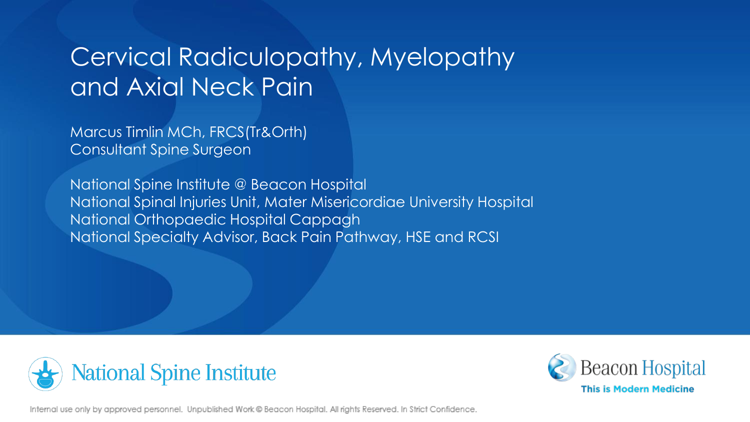# Cervical Radiculopathy, Myelopathy and Axial Neck Pain

Marcus Timlin MCh, FRCS(Tr&Orth)
Consultant Spine Surgeon

National Spine Institute @ Beacon Hospital
National Spinal Injuries Unit, Mater Misericordiae University Hospital
National Orthopaedic Hospital Cappagh
National Specialty Advisor, Back Pain Pathway, HSE and RCSI

National Spine Institute

Beacon Hospital
This is Modern Medicine

Internal use only by approved personnel. Unpublished Work © Beacon Hospital. All rights Reserved. In Strict Confidence.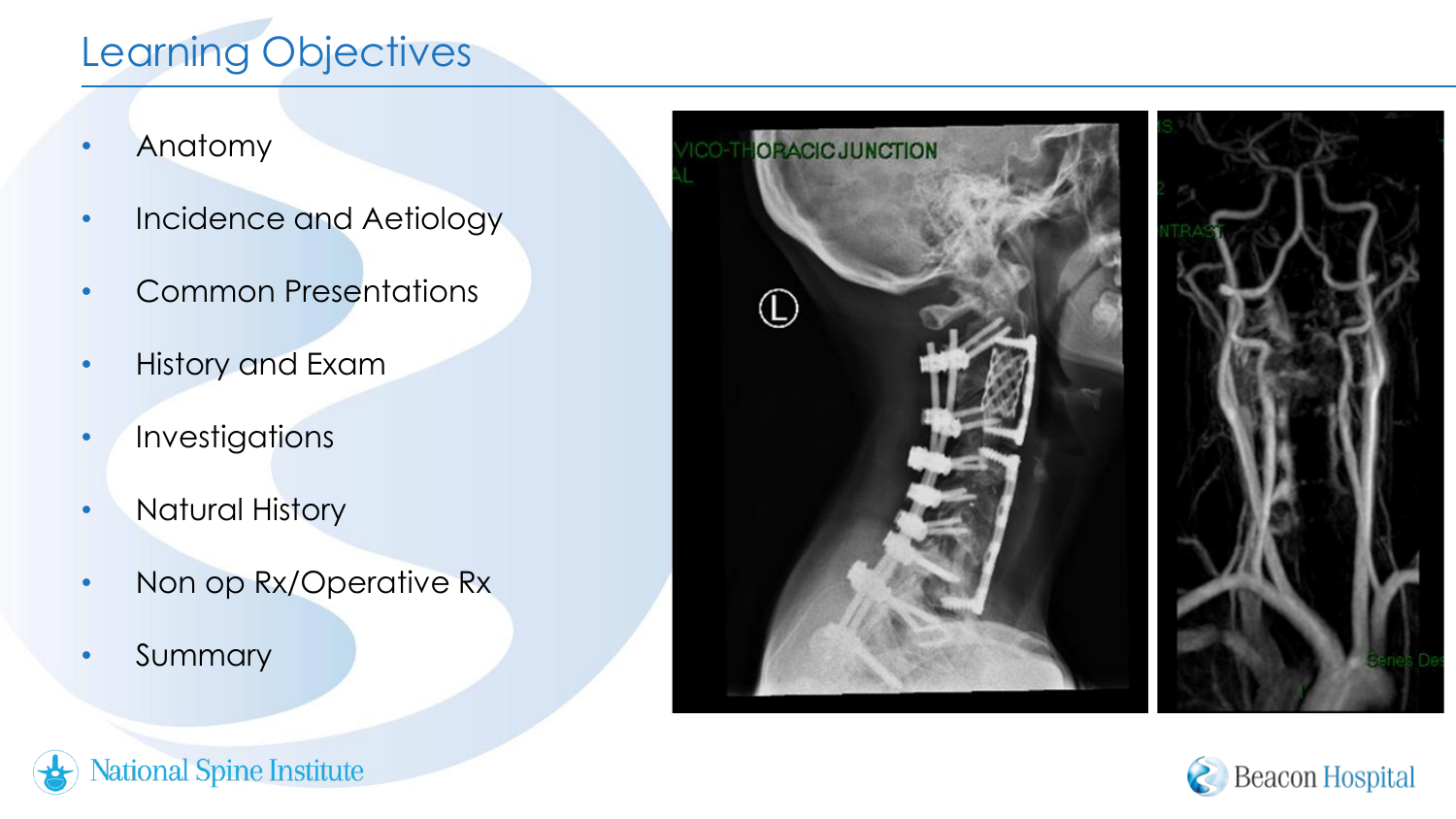# Learning Objectives

- Anatomy
- Incidence and Aetiology
- Common Presentations
- History and Exam
- Investigations
- Natural History
- Non op Rx/Operative Rx
- Summary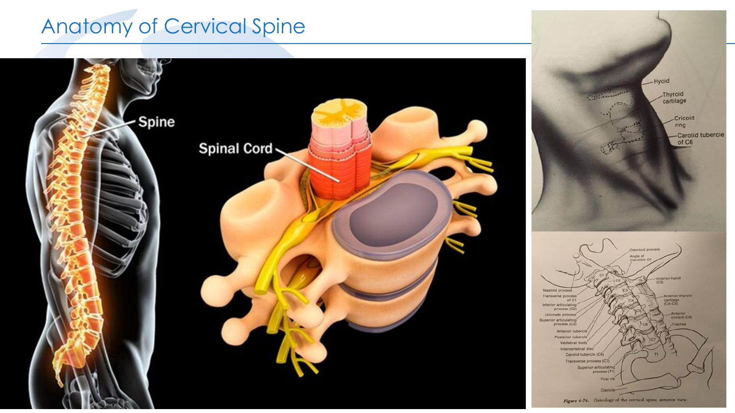# Anatomy of Cervical Spine

Spine

Spinal Cord

Hyoid

Thyroid cartilage

Cricoid ring

Carotid tubercle of C6

Odontoid process

Angle of mandible C2

Anterior hyoid (C3)

Mastoid process

Transverse process of C1

Inferior articulating process (C2)

Uncinate process (C3)

Superior articulating process (C3)

Anterior tubercle

Posterior tubercle

Vertebral body

Intervertebral disc

Carotid tubercle (C6)

Transverse process (C7)

Superior articulating process (T1)

First rib

Clavicle

Anterior thyroid cartilage (C4-C5)

Anterior cricoid (C6)

Trachea

*Figure 6-76.* Osteology of the cervical spine, anterior view.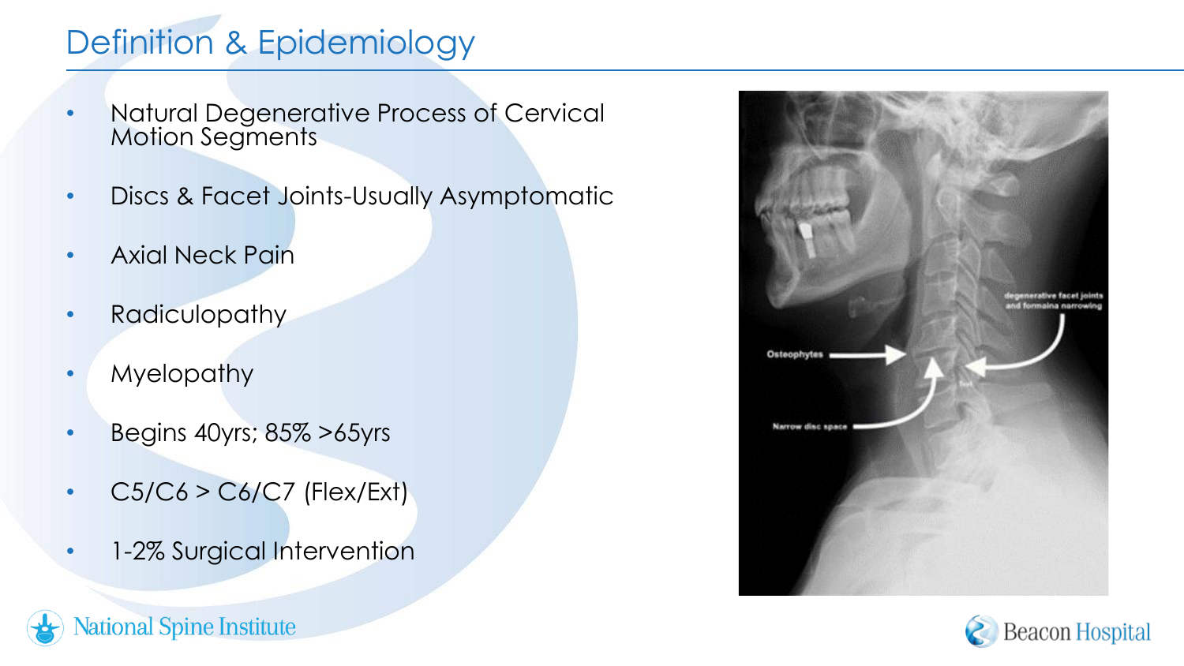# Definition & Epidemiology

- Natural Degenerative Process of Cervical Motion Segments
- Discs & Facet Joints-Usually Asymptomatic
- Axial Neck Pain
- Radiculopathy
- Myelopathy
- Begins 40yrs; 85% >65yrs
- C5/C6 > C6/C7 (Flex/Ext)
- 1-2% Surgical Intervention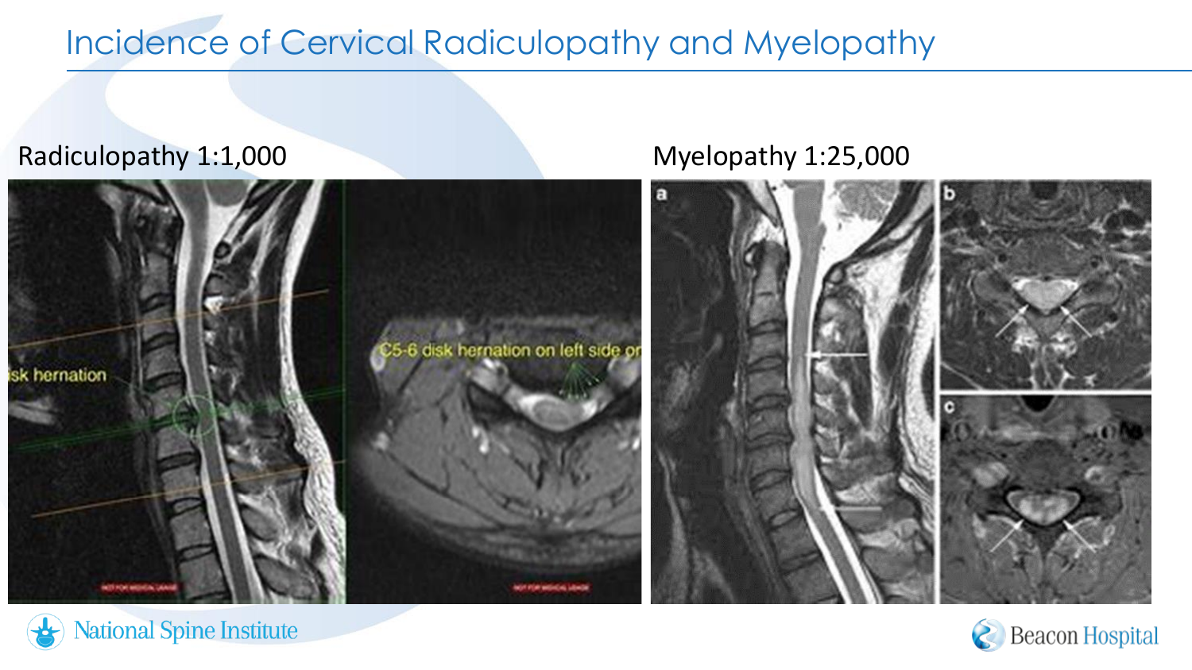# Incidence of Cervical Radiculopathy and Myelopathy

Radiculopathy 1:1,000

Myelopathy 1:25,000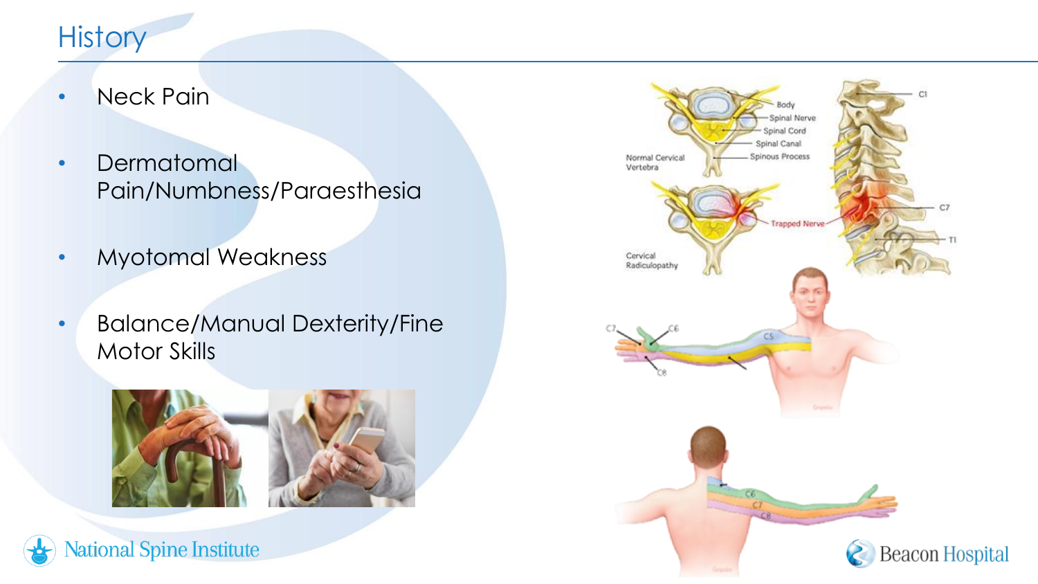# History

- Neck Pain
- Dermatomal Pain/Numbness/Paraesthesia
- Myotomal Weakness
- Balance/Manual Dexterity/Fine Motor Skills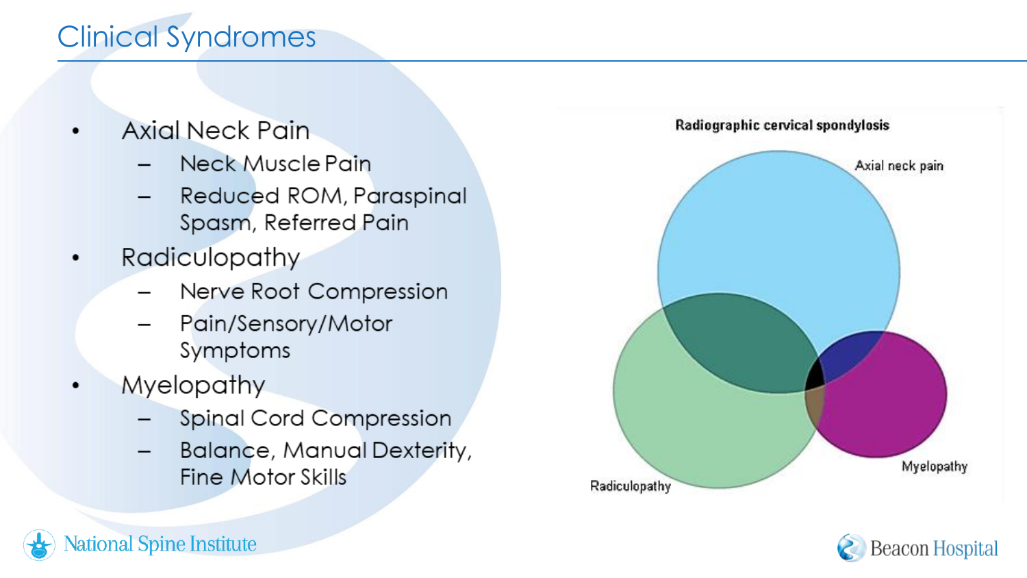# Clinical Syndromes

- Axial Neck Pain
  - Neck Muscle Pain
  - Reduced ROM, Paraspinal Spasm, Referred Pain
- Radiculopathy
  - Nerve Root Compression
  - Pain/Sensory/Motor Symptoms
- Myelopathy
  - Spinal Cord Compression
  - Balance, Manual Dexterity, Fine Motor Skills

Radiographic cervical spondylosis

Axial neck pain

Radiculopathy

Myelopathy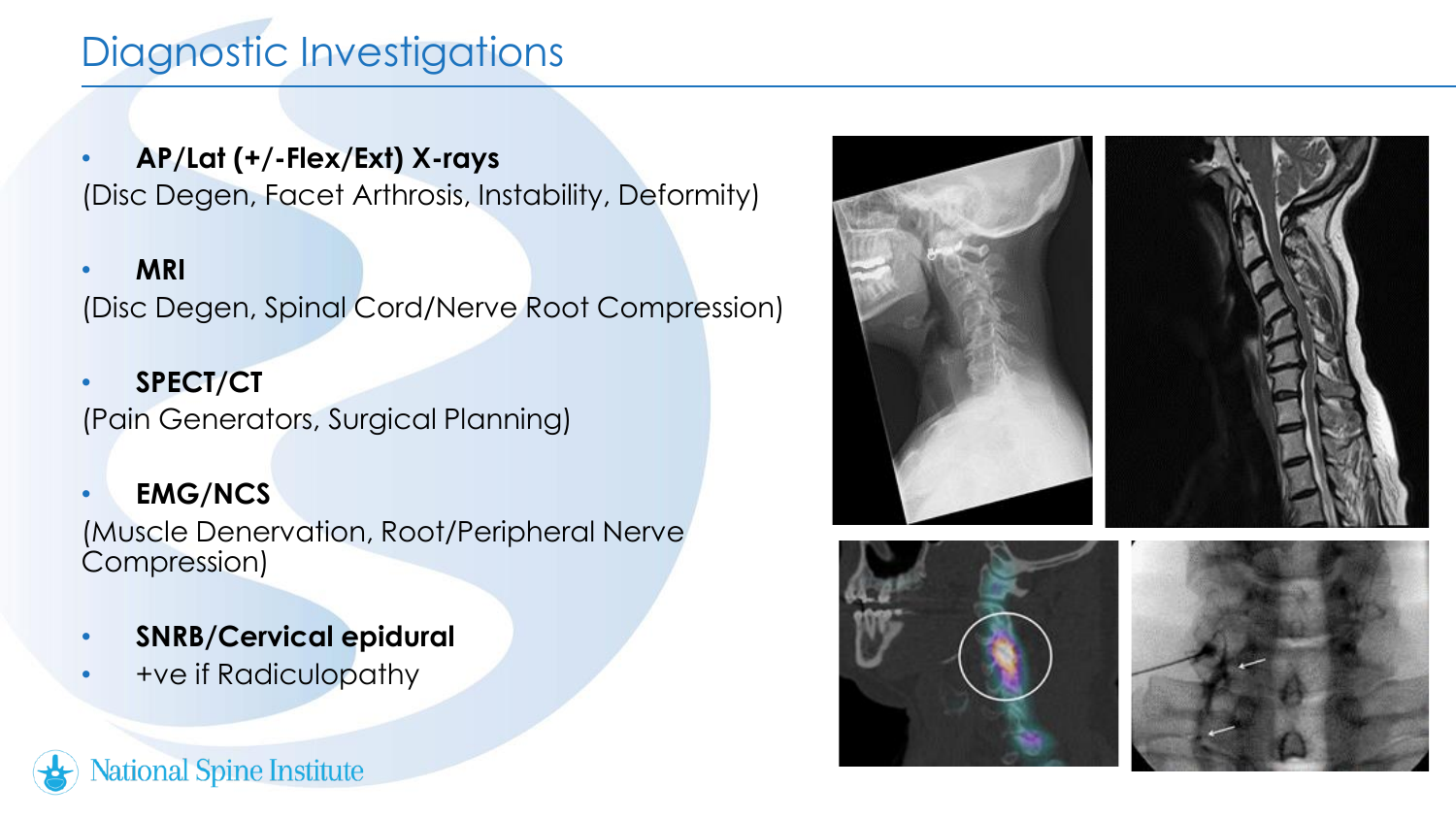# Diagnostic Investigations

- **AP/Lat (+/-Flex/Ext) X-rays**

(Disc Degen, Facet Arthrosis, Instability, Deformity)

- **MRI**

(Disc Degen, Spinal Cord/Nerve Root Compression)

- **SPECT/CT**

(Pain Generators, Surgical Planning)

- **EMG/NCS**

(Muscle Denervation, Root/Peripheral Nerve Compression)

- **SNRB/Cervical epidural**
- +ve if Radiculopathy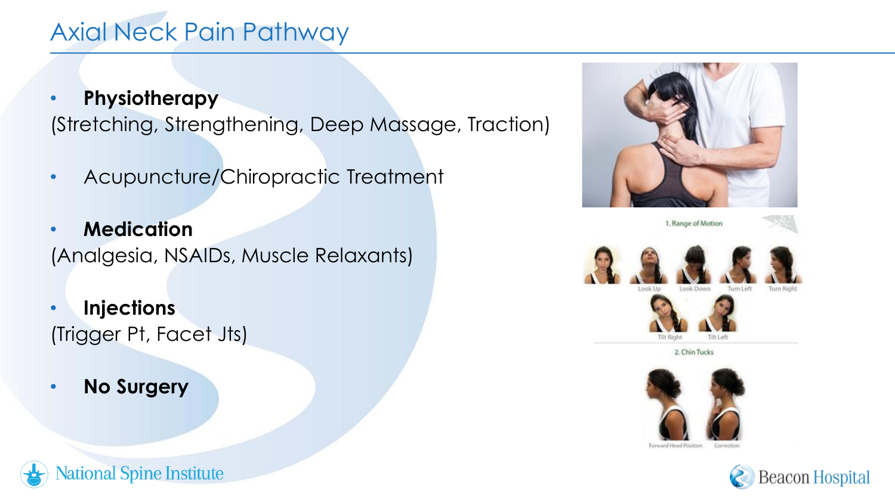# Axial Neck Pain Pathway

- **Physiotherapy**
(Stretching, Strengthening, Deep Massage, Traction)

- Acupuncture/Chiropractic Treatment

- **Medication**
(Analgesia, NSAIDs, Muscle Relaxants)

- **Injections**
(Trigger Pt, Facet Jts)

- **No Surgery**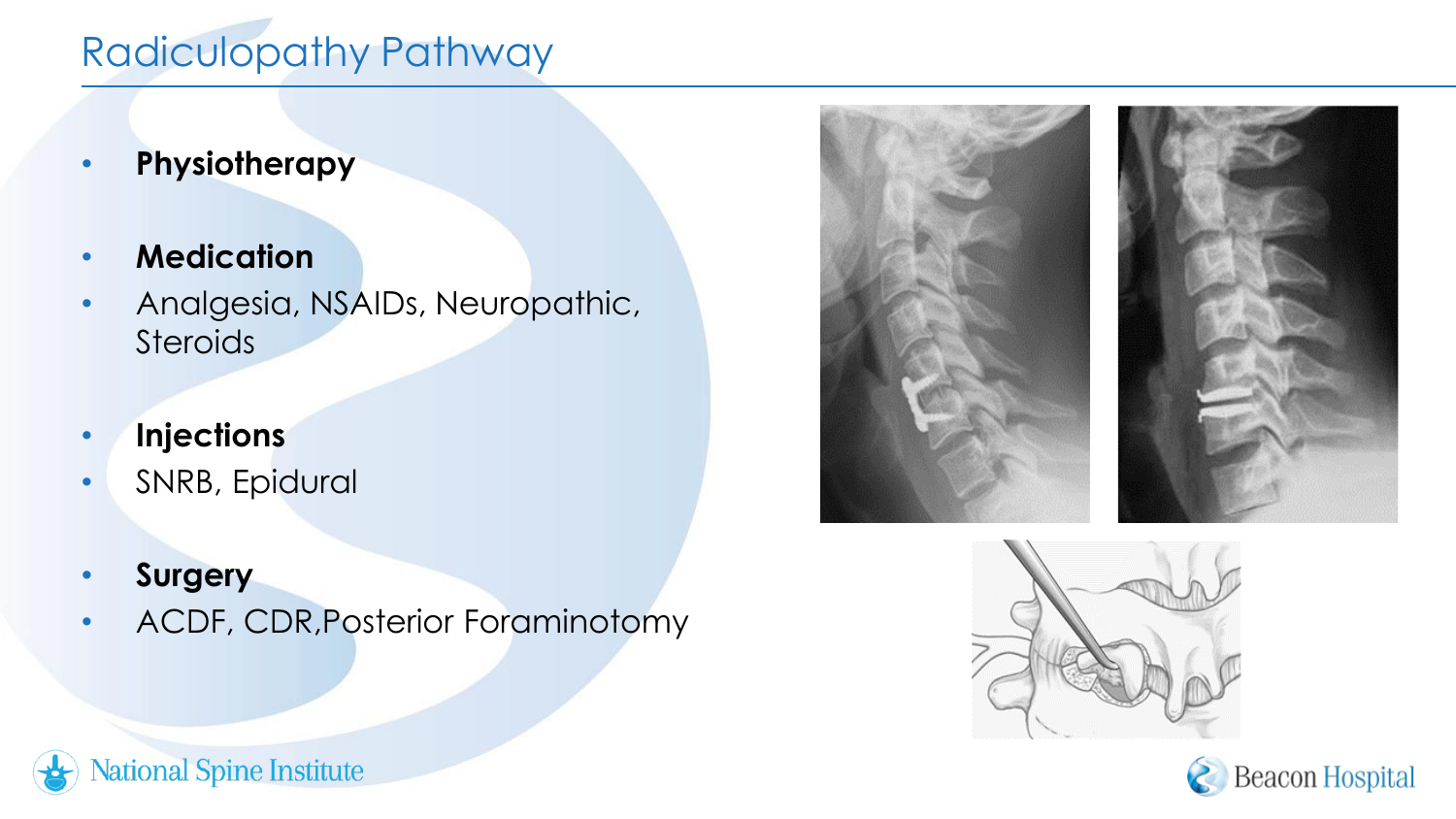# Radiculopathy Pathway

- **Physiotherapy**
- **Medication**
- Analgesia, NSAIDs, Neuropathic, Steroids
- **Injections**
- SNRB, Epidural
- **Surgery**
- ACDF, CDR,Posterior Foraminotomy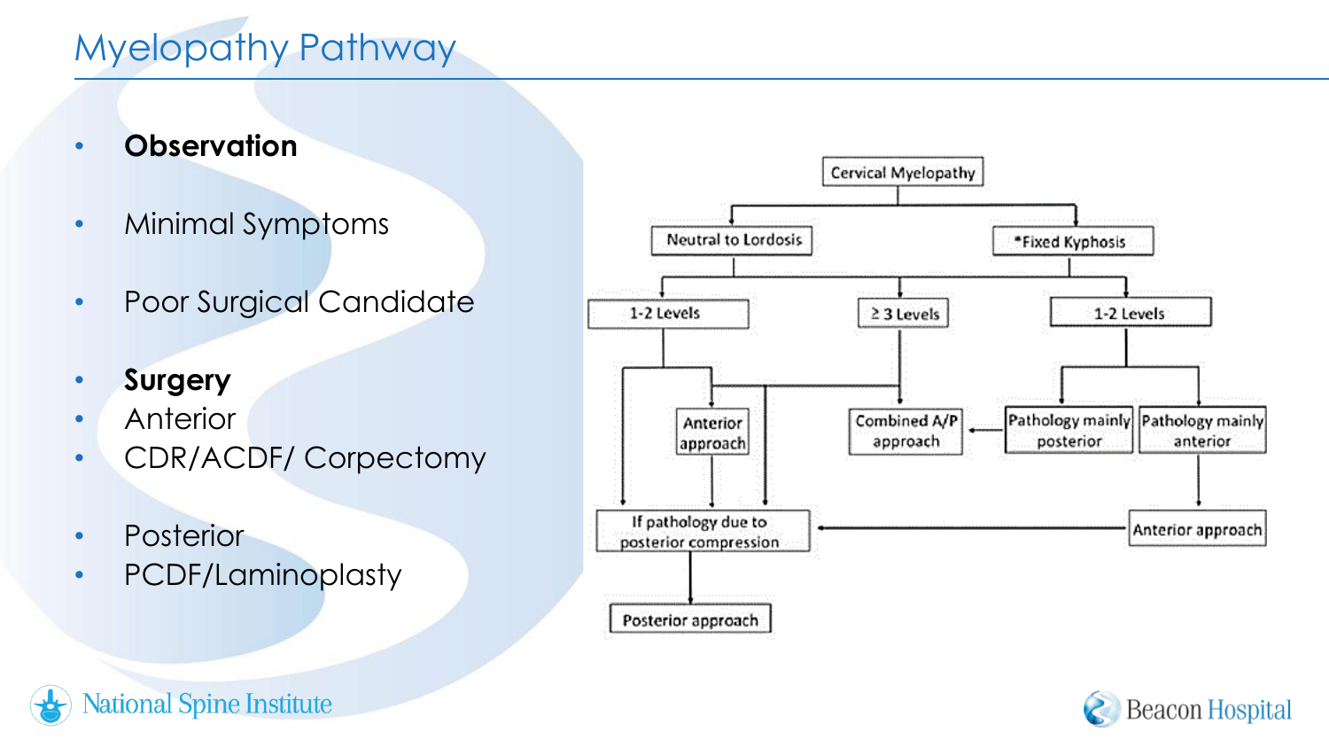# Myelopathy Pathway

- **Observation**
- Minimal Symptoms
- Poor Surgical Candidate

- **Surgery**
- Anterior
- CDR/ACDF/ Corpectomy

- Posterior
- PCDF/Laminoplasty

Cervical Myelopathy

Neutral to Lordosis

*Fixed Kyphosis

1-2 Levels

≥ 3 Levels

1-2 Levels

Anterior approach

Combined A/P approach

Pathology mainly posterior

Pathology mainly anterior

If pathology due to posterior compression

Anterior approach

Posterior approach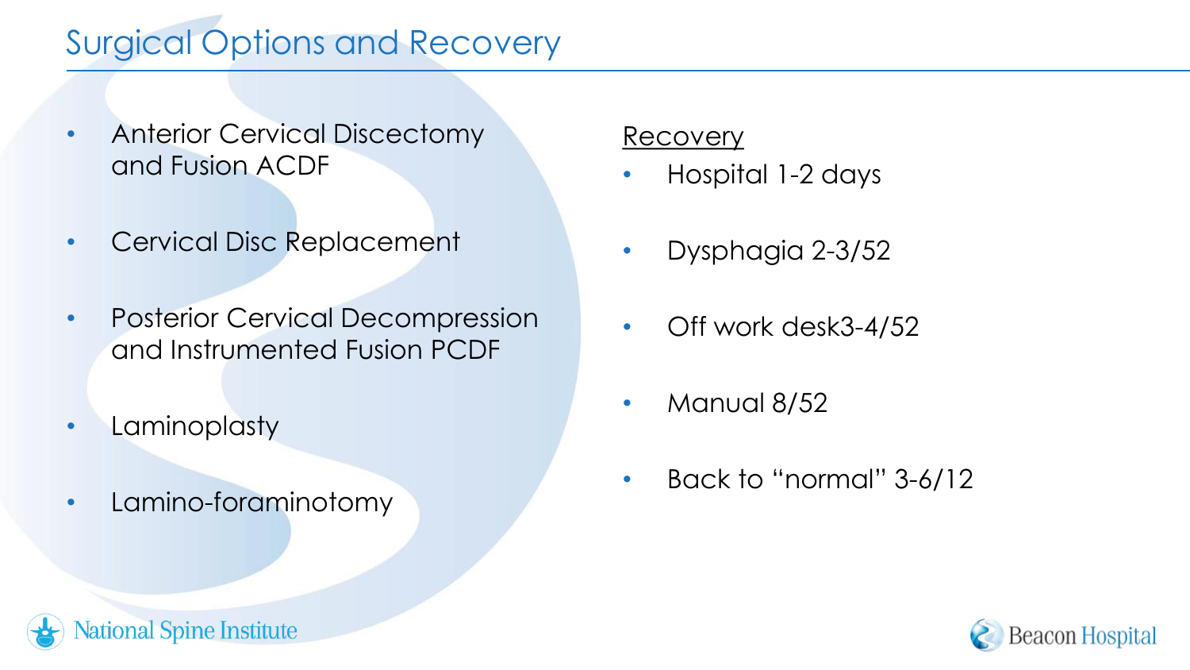# Surgical Options and Recovery

- Anterior Cervical Discectomy and Fusion ACDF
- Cervical Disc Replacement
- Posterior Cervical Decompression and Instrumented Fusion PCDF
- Laminoplasty
- Lamino-foraminotomy

<u>Recovery</u>

- Hospital 1-2 days
- Dysphagia 2-3/52
- Off work desk3-4/52
- Manual 8/52
- Back to "normal" 3-6/12

National Spine Institute

Beacon Hospital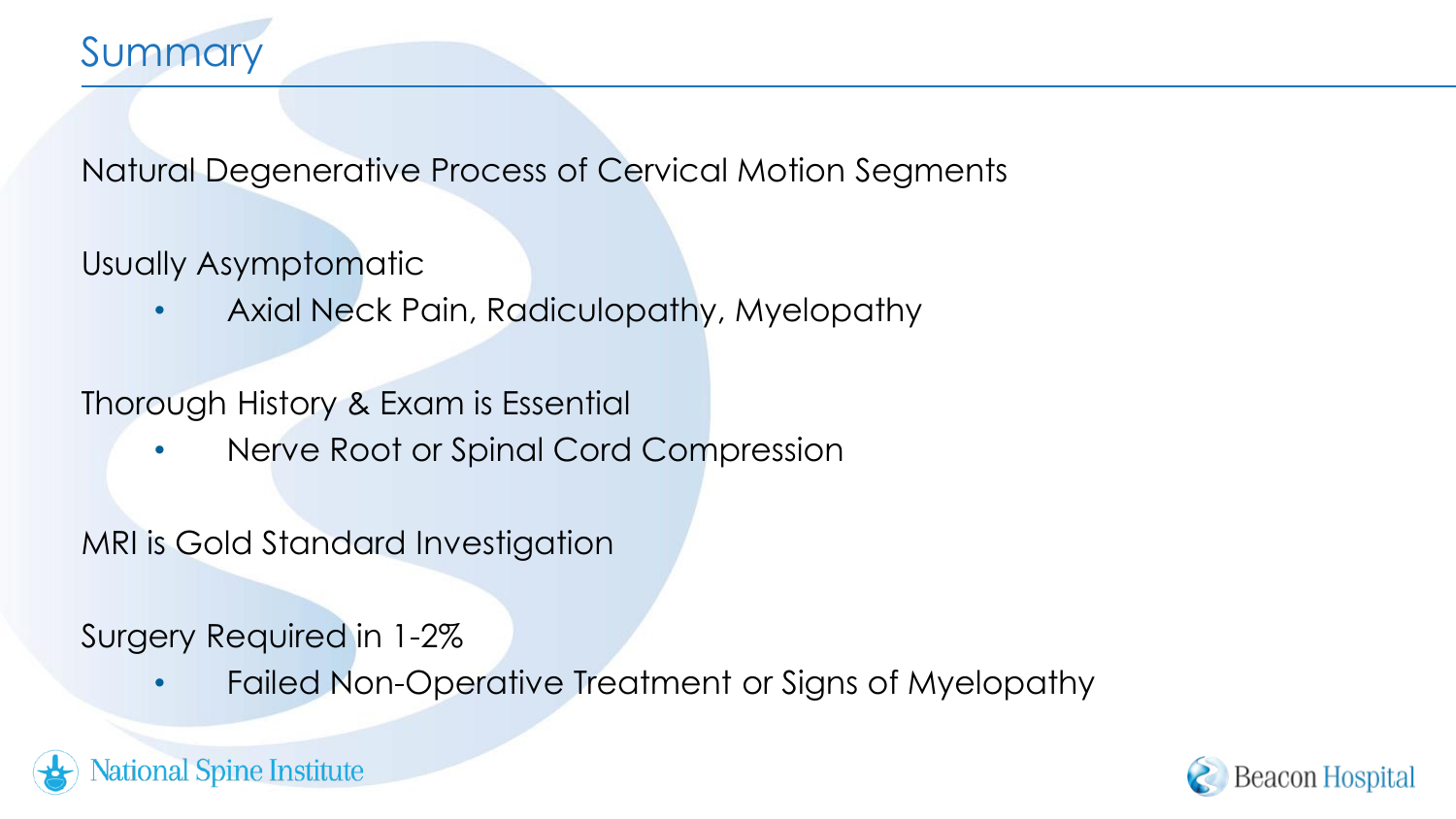# Summary

Natural Degenerative Process of Cervical Motion Segments

Usually Asymptomatic

- Axial Neck Pain, Radiculopathy, Myelopathy

Thorough History & Exam is Essential

- Nerve Root or Spinal Cord Compression

MRI is Gold Standard Investigation

Surgery Required in 1-2%

- Failed Non-Operative Treatment or Signs of Myelopathy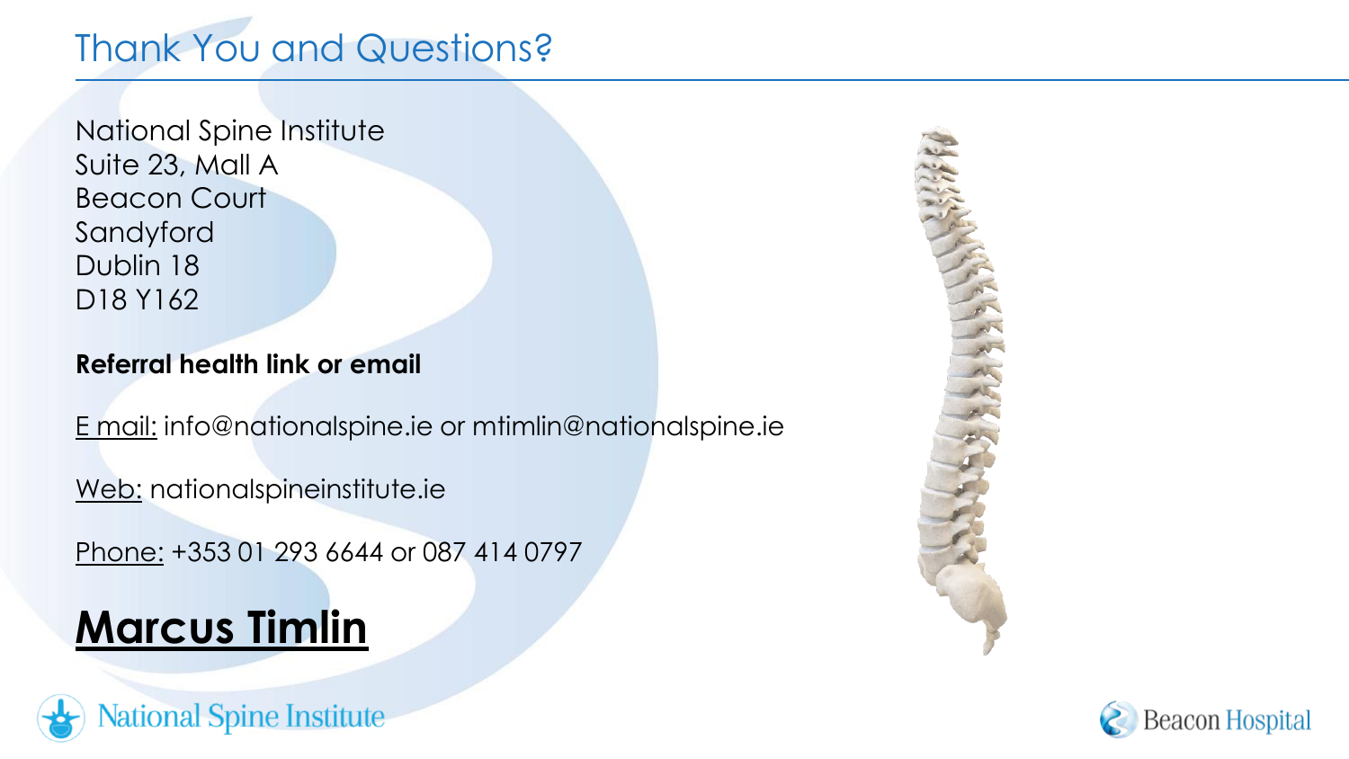# Thank You and Questions?

National Spine Institute
Suite 23, Mall A
Beacon Court
Sandyford
Dublin 18
D18 Y162

**Referral health link or email**

E mail: info@nationalspine.ie or mtimlin@nationalspine.ie

Web: nationalspineinstitute.ie

Phone: +353 01 293 6644 or 087 414 0797

## Marcus Timlin

National Spine Institute

Beacon Hospital